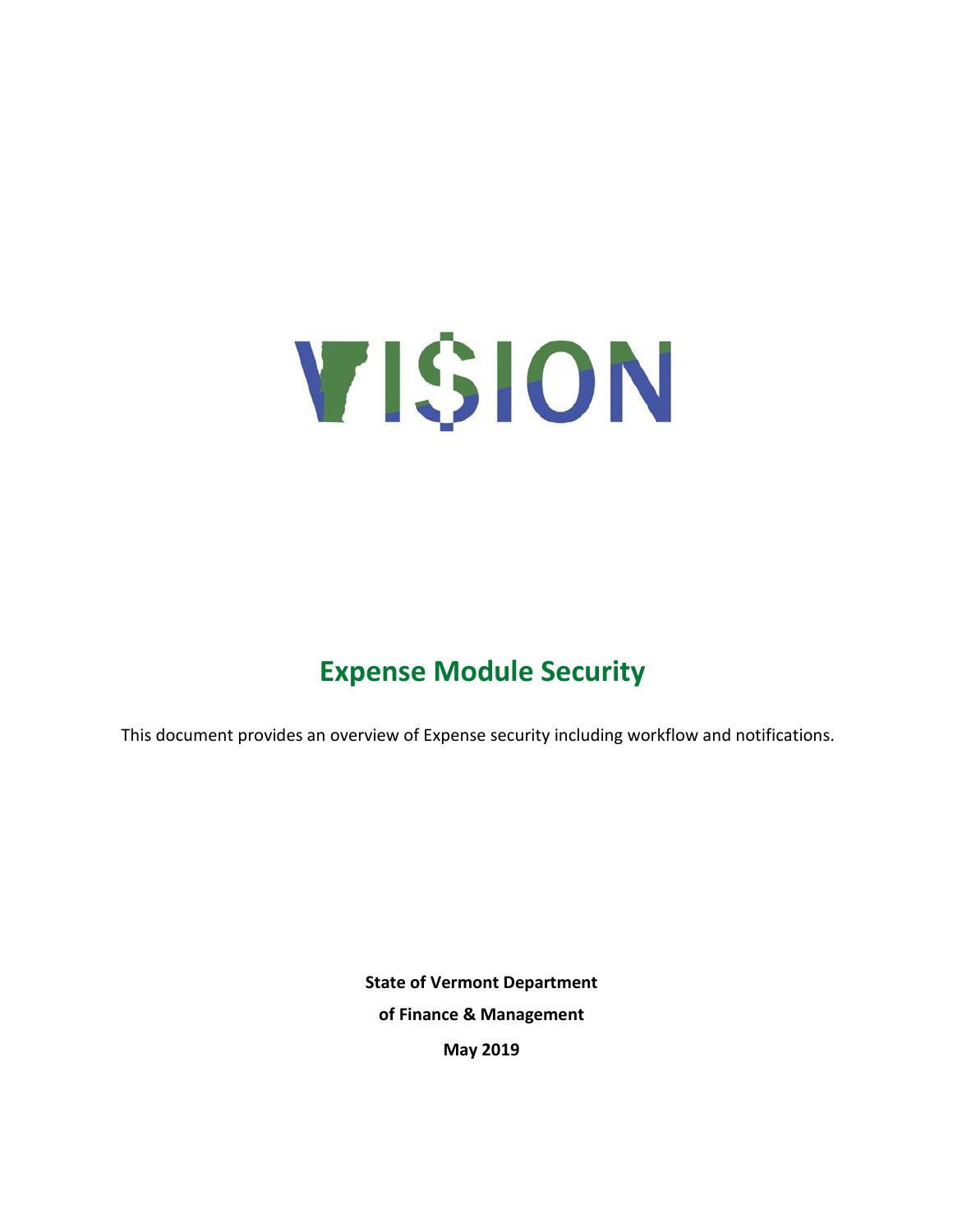VI$ION

# Expense Module Security

This document provides an overview of Expense security including workflow and notifications.

**State of Vermont Department**

**of Finance & Management**

**May 2019**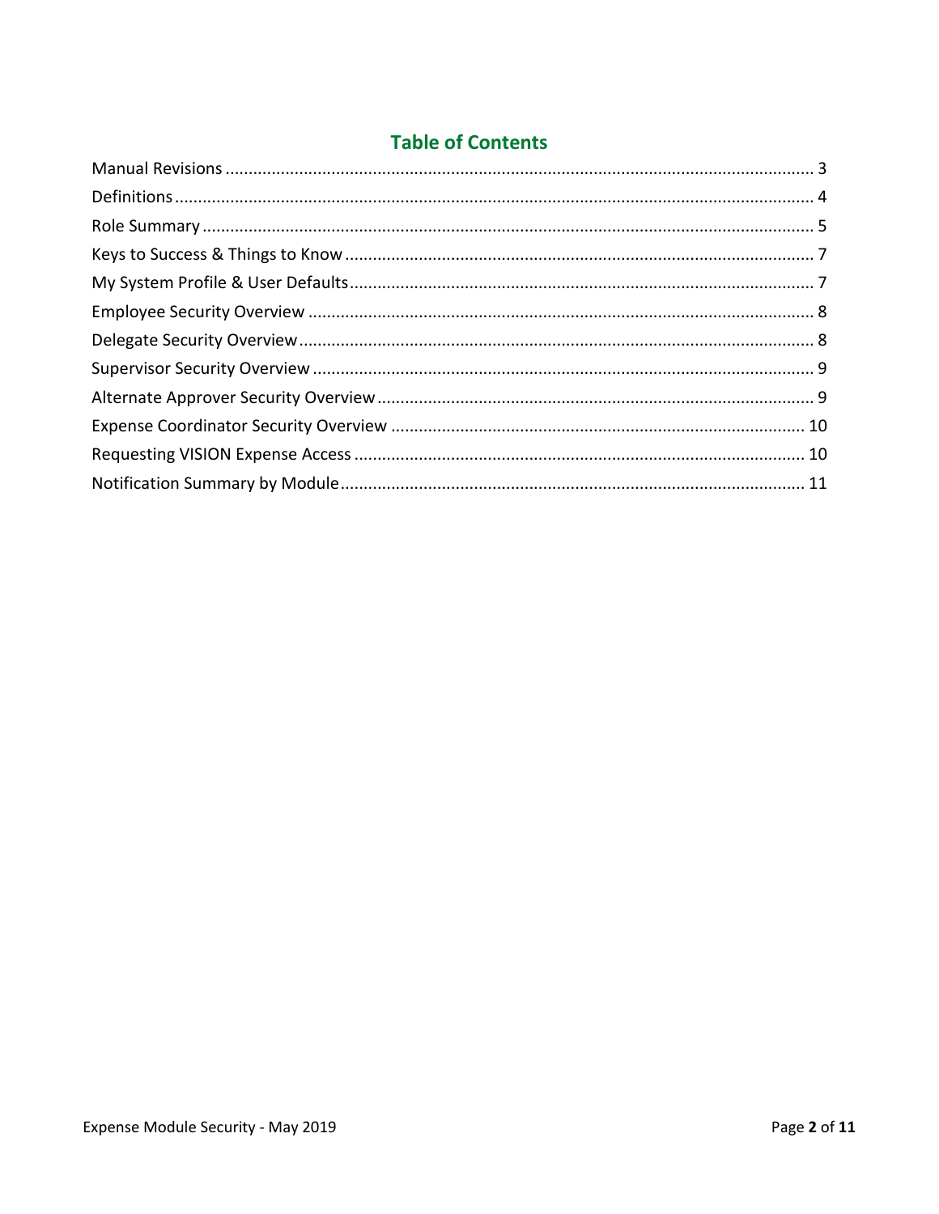## Table of Contents

Manual Revisions ........................................................................................................................ 3
Definitions .................................................................................................................................. 4
Role Summary ............................................................................................................................ 5
Keys to Success & Things to Know ............................................................................................ 7
My System Profile & User Defaults ............................................................................................ 7
Employee Security Overview ..................................................................................................... 8
Delegate Security Overview ....................................................................................................... 8
Supervisor Security Overview .................................................................................................... 9
Alternate Approver Security Overview ....................................................................................... 9
Expense Coordinator Security Overview .................................................................................. 10
Requesting VISION Expense Access ........................................................................................ 10
Notification Summary by Module ............................................................................................. 11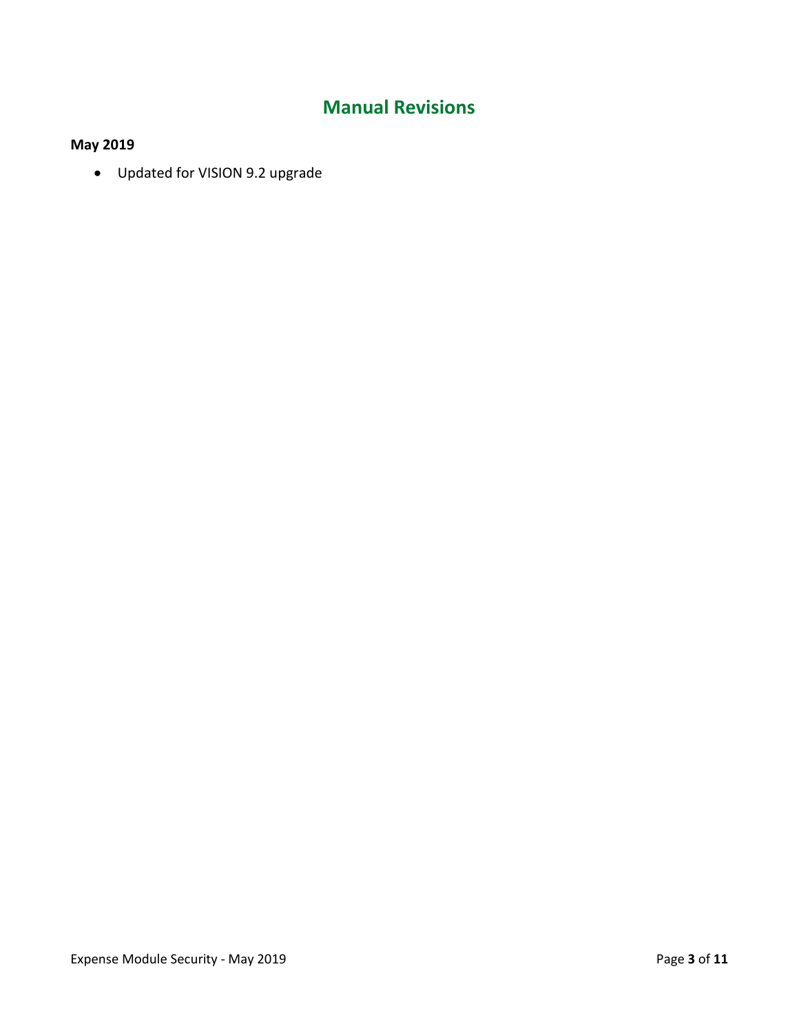# Manual Revisions

**May 2019**

- Updated for VISION 9.2 upgrade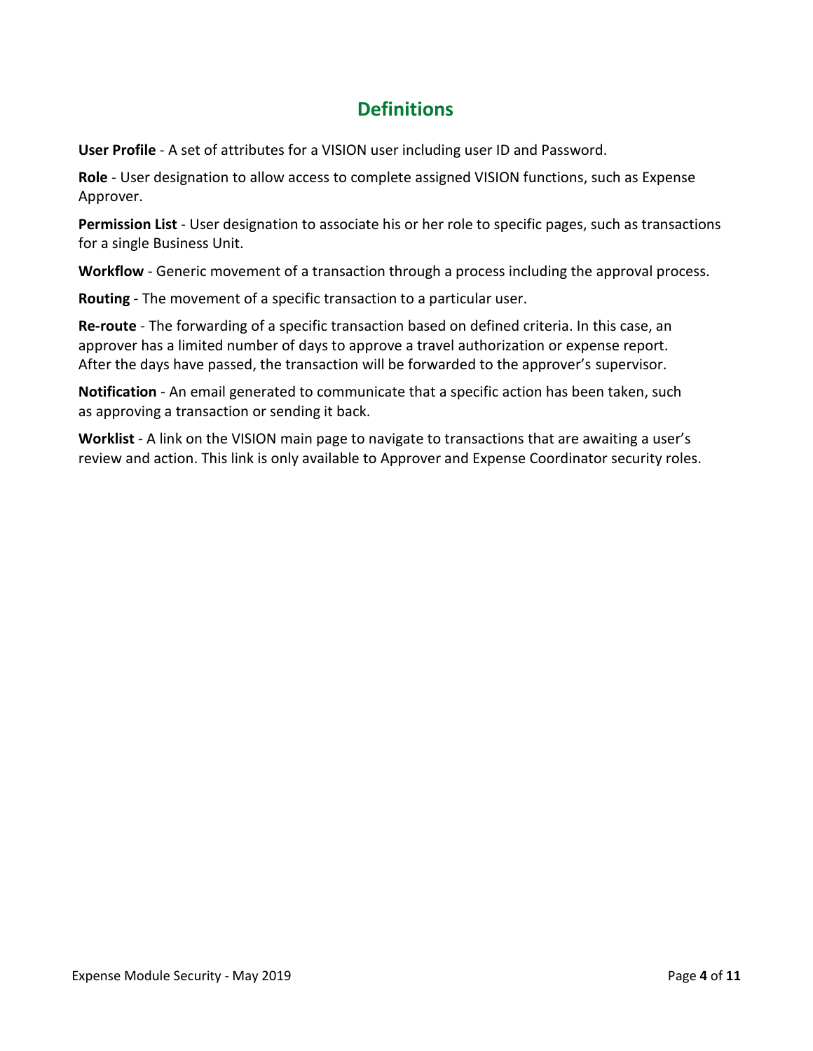## Definitions

**User Profile** - A set of attributes for a VISION user including user ID and Password.

**Role** - User designation to allow access to complete assigned VISION functions, such as Expense Approver.

**Permission List** - User designation to associate his or her role to specific pages, such as transactions for a single Business Unit.

**Workflow** - Generic movement of a transaction through a process including the approval process.

**Routing** - The movement of a specific transaction to a particular user.

**Re-route** - The forwarding of a specific transaction based on defined criteria. In this case, an approver has a limited number of days to approve a travel authorization or expense report. After the days have passed, the transaction will be forwarded to the approver's supervisor.

**Notification** - An email generated to communicate that a specific action has been taken, such as approving a transaction or sending it back.

**Worklist** - A link on the VISION main page to navigate to transactions that are awaiting a user's review and action. This link is only available to Approver and Expense Coordinator security roles.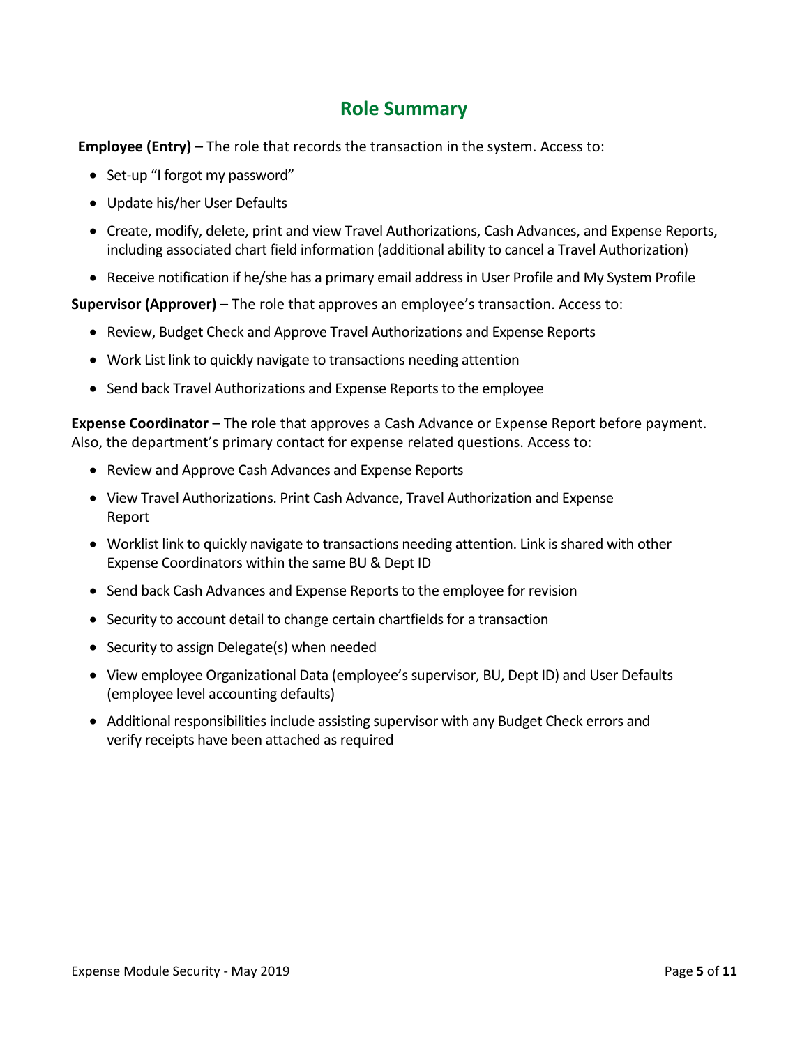## Role Summary

**Employee (Entry)** – The role that records the transaction in the system. Access to:

- Set-up "I forgot my password"
- Update his/her User Defaults
- Create, modify, delete, print and view Travel Authorizations, Cash Advances, and Expense Reports, including associated chart field information (additional ability to cancel a Travel Authorization)
- Receive notification if he/she has a primary email address in User Profile and My System Profile

**Supervisor (Approver)** – The role that approves an employee's transaction. Access to:

- Review, Budget Check and Approve Travel Authorizations and Expense Reports
- Work List link to quickly navigate to transactions needing attention
- Send back Travel Authorizations and Expense Reports to the employee

**Expense Coordinator** – The role that approves a Cash Advance or Expense Report before payment. Also, the department's primary contact for expense related questions. Access to:

- Review and Approve Cash Advances and Expense Reports
- View Travel Authorizations. Print Cash Advance, Travel Authorization and Expense Report
- Worklist link to quickly navigate to transactions needing attention. Link is shared with other Expense Coordinators within the same BU & Dept ID
- Send back Cash Advances and Expense Reports to the employee for revision
- Security to account detail to change certain chartfields for a transaction
- Security to assign Delegate(s) when needed
- View employee Organizational Data (employee's supervisor, BU, Dept ID) and User Defaults (employee level accounting defaults)
- Additional responsibilities include assisting supervisor with any Budget Check errors and verify receipts have been attached as required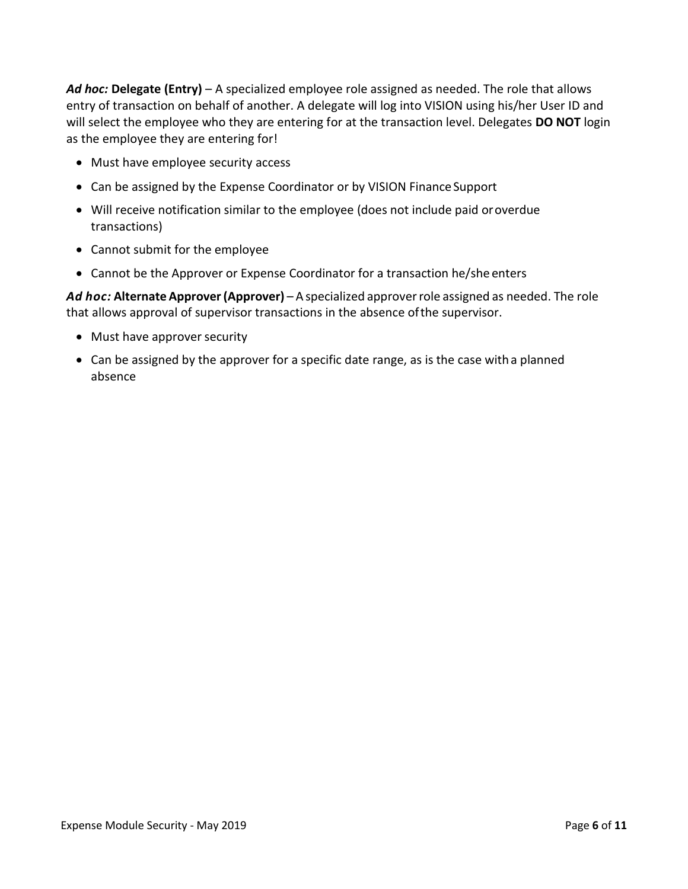***Ad hoc:* Delegate (Entry)** – A specialized employee role assigned as needed. The role that allows entry of transaction on behalf of another. A delegate will log into VISION using his/her User ID and will select the employee who they are entering for at the transaction level. Delegates **DO NOT** login as the employee they are entering for!

- Must have employee security access
- Can be assigned by the Expense Coordinator or by VISION Finance Support
- Will receive notification similar to the employee (does not include paid or overdue transactions)
- Cannot submit for the employee
- Cannot be the Approver or Expense Coordinator for a transaction he/she enters

***Ad hoc:* Alternate Approver (Approver)** – A specialized approver role assigned as needed. The role that allows approval of supervisor transactions in the absence of the supervisor.

- Must have approver security
- Can be assigned by the approver for a specific date range, as is the case with a planned absence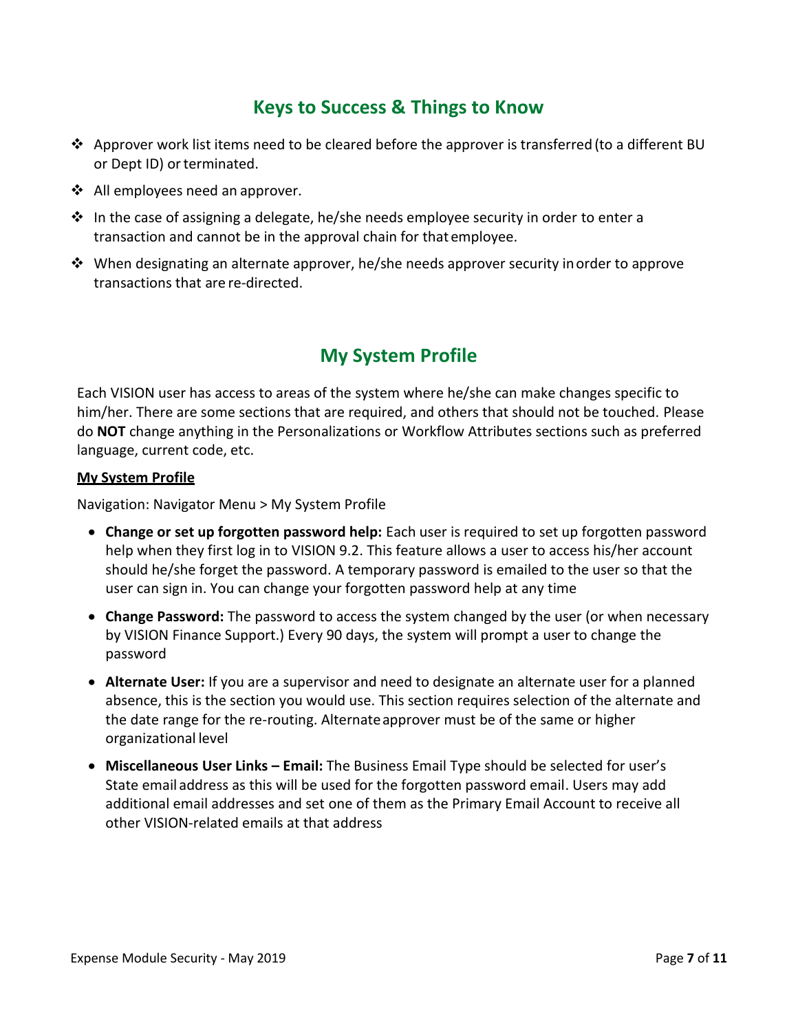## Keys to Success & Things to Know

- Approver work list items need to be cleared before the approver is transferred (to a different BU or Dept ID) or terminated.
- All employees need an approver.
- In the case of assigning a delegate, he/she needs employee security in order to enter a transaction and cannot be in the approval chain for that employee.
- When designating an alternate approver, he/she needs approver security in order to approve transactions that are re-directed.

## My System Profile

Each VISION user has access to areas of the system where he/she can make changes specific to him/her. There are some sections that are required, and others that should not be touched. Please do **NOT** change anything in the Personalizations or Workflow Attributes sections such as preferred language, current code, etc.

**My System Profile**

Navigation: Navigator Menu > My System Profile

- **Change or set up forgotten password help:** Each user is required to set up forgotten password help when they first log in to VISION 9.2. This feature allows a user to access his/her account should he/she forget the password. A temporary password is emailed to the user so that the user can sign in. You can change your forgotten password help at any time
- **Change Password:** The password to access the system changed by the user (or when necessary by VISION Finance Support.) Every 90 days, the system will prompt a user to change the password
- **Alternate User:** If you are a supervisor and need to designate an alternate user for a planned absence, this is the section you would use. This section requires selection of the alternate and the date range for the re-routing. Alternate approver must be of the same or higher organizational level
- **Miscellaneous User Links – Email:** The Business Email Type should be selected for user's State email address as this will be used for the forgotten password email. Users may add additional email addresses and set one of them as the Primary Email Account to receive all other VISION-related emails at that address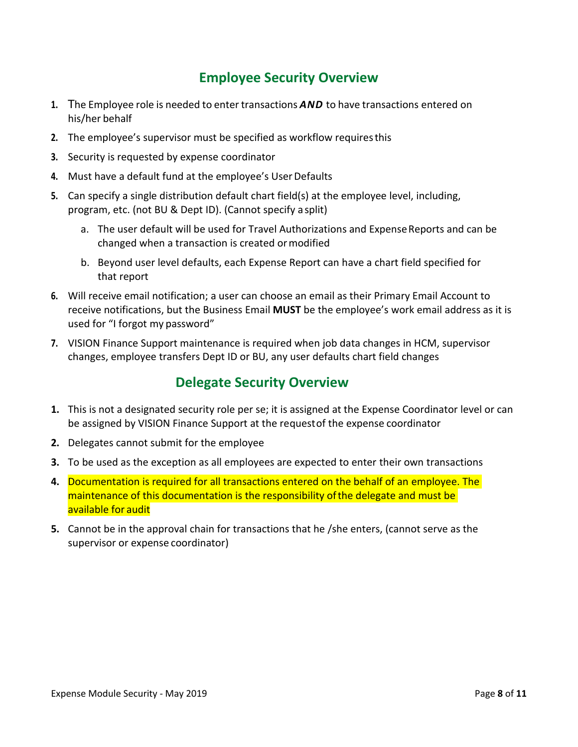## Employee Security Overview

1. The Employee role is needed to enter transactions ***AND*** to have transactions entered on his/her behalf
2. The employee's supervisor must be specified as workflow requires this
3. Security is requested by expense coordinator
4. Must have a default fund at the employee's User Defaults
5. Can specify a single distribution default chart field(s) at the employee level, including, program, etc. (not BU & Dept ID). (Cannot specify a split)
    a. The user default will be used for Travel Authorizations and Expense Reports and can be changed when a transaction is created or modified
    b. Beyond user level defaults, each Expense Report can have a chart field specified for that report
6. Will receive email notification; a user can choose an email as their Primary Email Account to receive notifications, but the Business Email **MUST** be the employee's work email address as it is used for "I forgot my password"
7. VISION Finance Support maintenance is required when job data changes in HCM, supervisor changes, employee transfers Dept ID or BU, any user defaults chart field changes

## Delegate Security Overview

1. This is not a designated security role per se; it is assigned at the Expense Coordinator level or can be assigned by VISION Finance Support at the request of the expense coordinator
2. Delegates cannot submit for the employee
3. To be used as the exception as all employees are expected to enter their own transactions
4. Documentation is required for all transactions entered on the behalf of an employee. The maintenance of this documentation is the responsibility of the delegate and must be available for audit
5. Cannot be in the approval chain for transactions that he /she enters, (cannot serve as the supervisor or expense coordinator)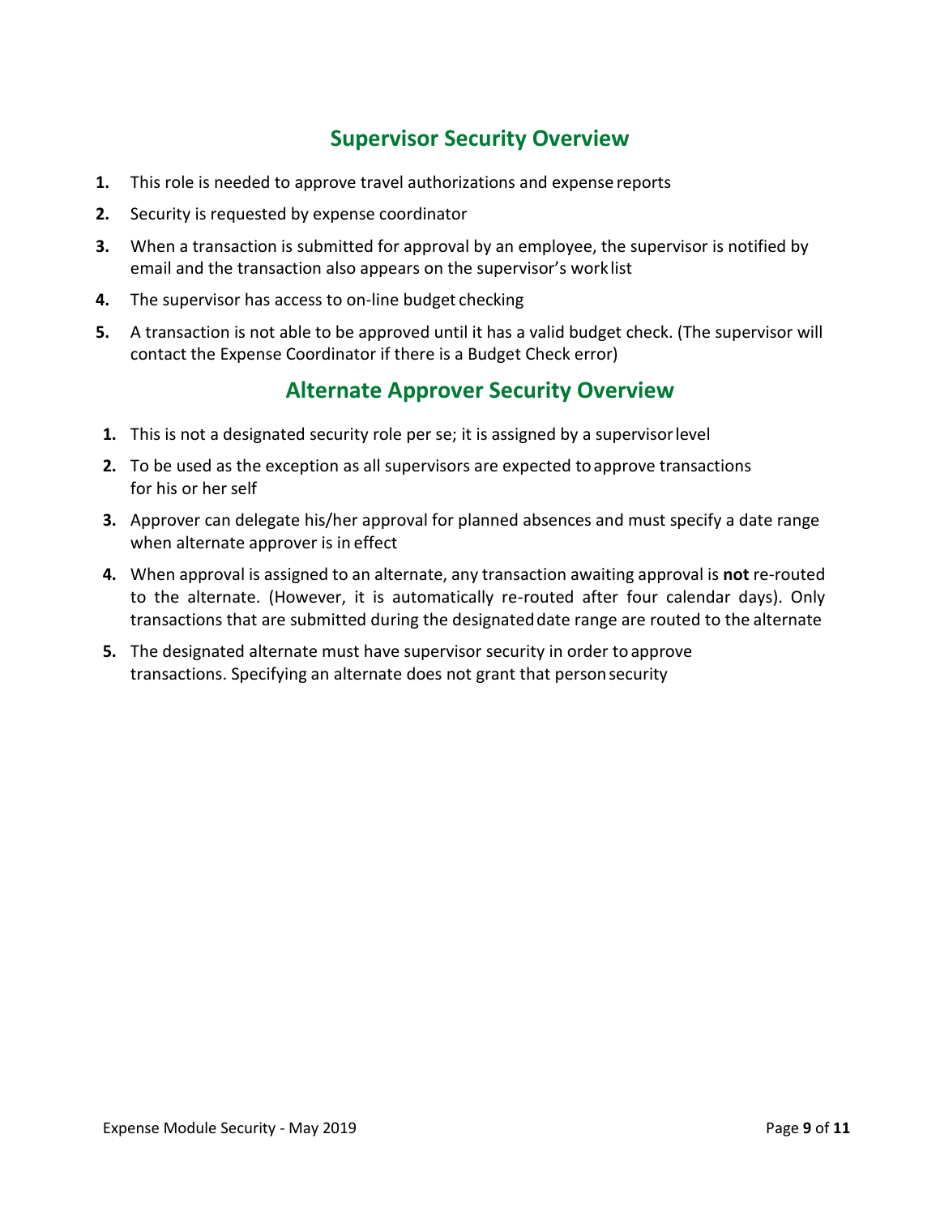## Supervisor Security Overview

1. This role is needed to approve travel authorizations and expense reports
2. Security is requested by expense coordinator
3. When a transaction is submitted for approval by an employee, the supervisor is notified by email and the transaction also appears on the supervisor's work list
4. The supervisor has access to on-line budget checking
5. A transaction is not able to be approved until it has a valid budget check. (The supervisor will contact the Expense Coordinator if there is a Budget Check error)

## Alternate Approver Security Overview

1. This is not a designated security role per se; it is assigned by a supervisor level
2. To be used as the exception as all supervisors are expected to approve transactions for his or her self
3. Approver can delegate his/her approval for planned absences and must specify a date range when alternate approver is in effect
4. When approval is assigned to an alternate, any transaction awaiting approval is **not** re-routed to the alternate. (However, it is automatically re-routed after four calendar days). Only transactions that are submitted during the designated date range are routed to the alternate
5. The designated alternate must have supervisor security in order to approve transactions. Specifying an alternate does not grant that person security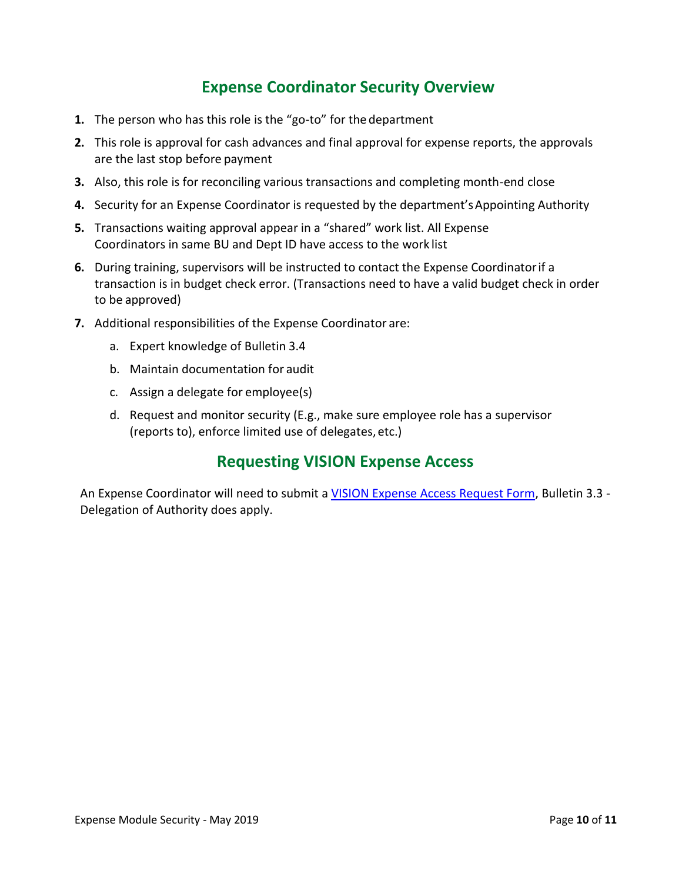## Expense Coordinator Security Overview

1. The person who has this role is the “go-to” for the department
2. This role is approval for cash advances and final approval for expense reports, the approvals are the last stop before payment
3. Also, this role is for reconciling various transactions and completing month-end close
4. Security for an Expense Coordinator is requested by the department’s Appointing Authority
5. Transactions waiting approval appear in a “shared” work list. All Expense Coordinators in same BU and Dept ID have access to the work list
6. During training, supervisors will be instructed to contact the Expense Coordinator if a transaction is in budget check error. (Transactions need to have a valid budget check in order to be approved)
7. Additional responsibilities of the Expense Coordinator are:
   a. Expert knowledge of Bulletin 3.4
   b. Maintain documentation for audit
   c. Assign a delegate for employee(s)
   d. Request and monitor security (E.g., make sure employee role has a supervisor (reports to), enforce limited use of delegates, etc.)

## Requesting VISION Expense Access

An Expense Coordinator will need to submit a VISION Expense Access Request Form, Bulletin 3.3 - Delegation of Authority does apply.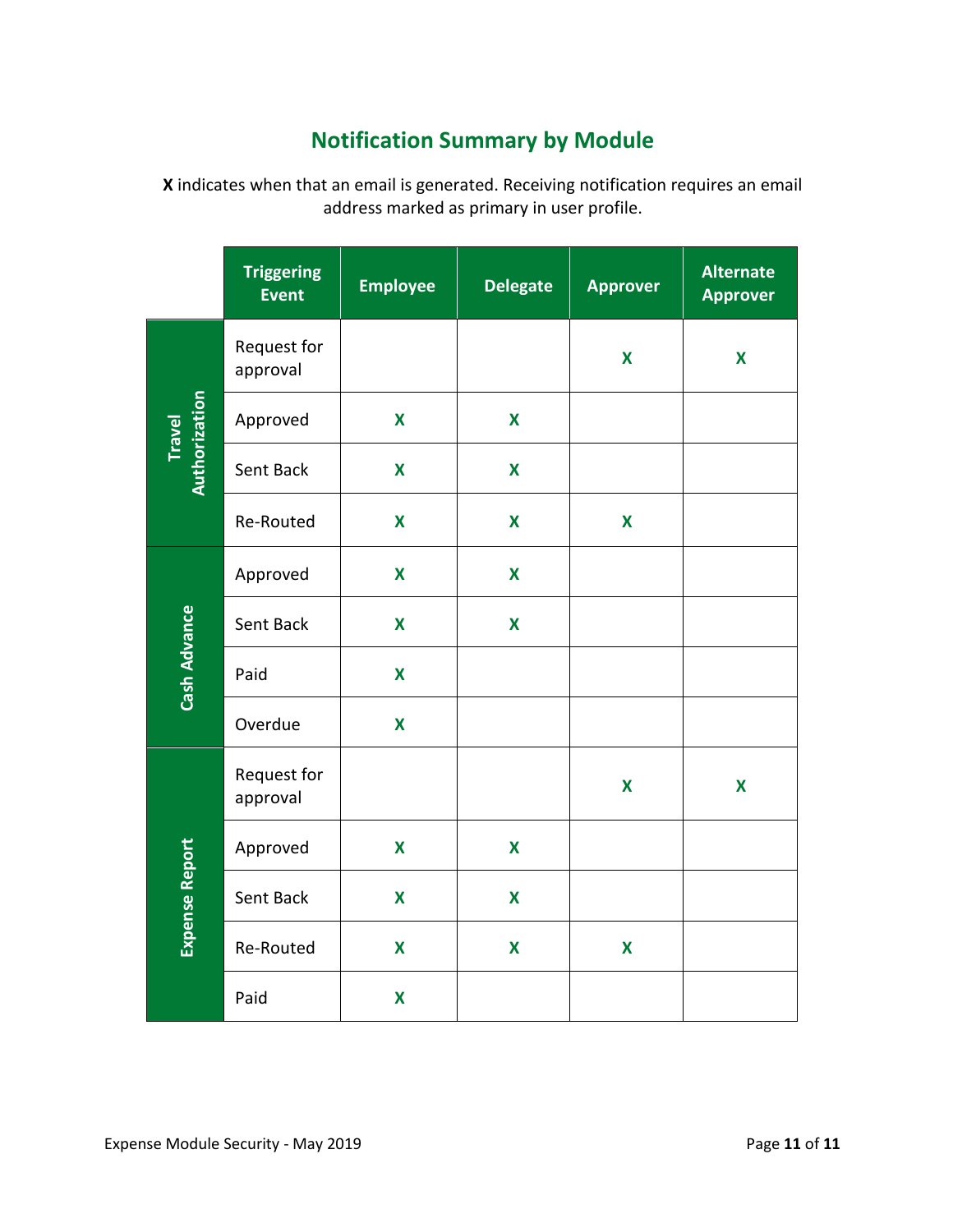## Notification Summary by Module

**X** indicates when that an email is generated. Receiving notification requires an email address marked as primary in user profile.

| | Triggering Event | Employee | Delegate | Approver | Alternate Approver |
|---|---|---|---|---|---|
| Travel Authorization | Request for approval | | | X | X |
| | Approved | X | X | | |
| | Sent Back | X | X | | |
| | Re-Routed | X | X | X | |
| Cash Advance | Approved | X | X | | |
| | Sent Back | X | X | | |
| | Paid | X | | | |
| | Overdue | X | | | |
| Expense Report | Request for approval | | | X | X |
| | Approved | X | X | | |
| | Sent Back | X | X | | |
| | Re-Routed | X | X | X | |
| | Paid | X | | | |

Expense Module Security - May 2019